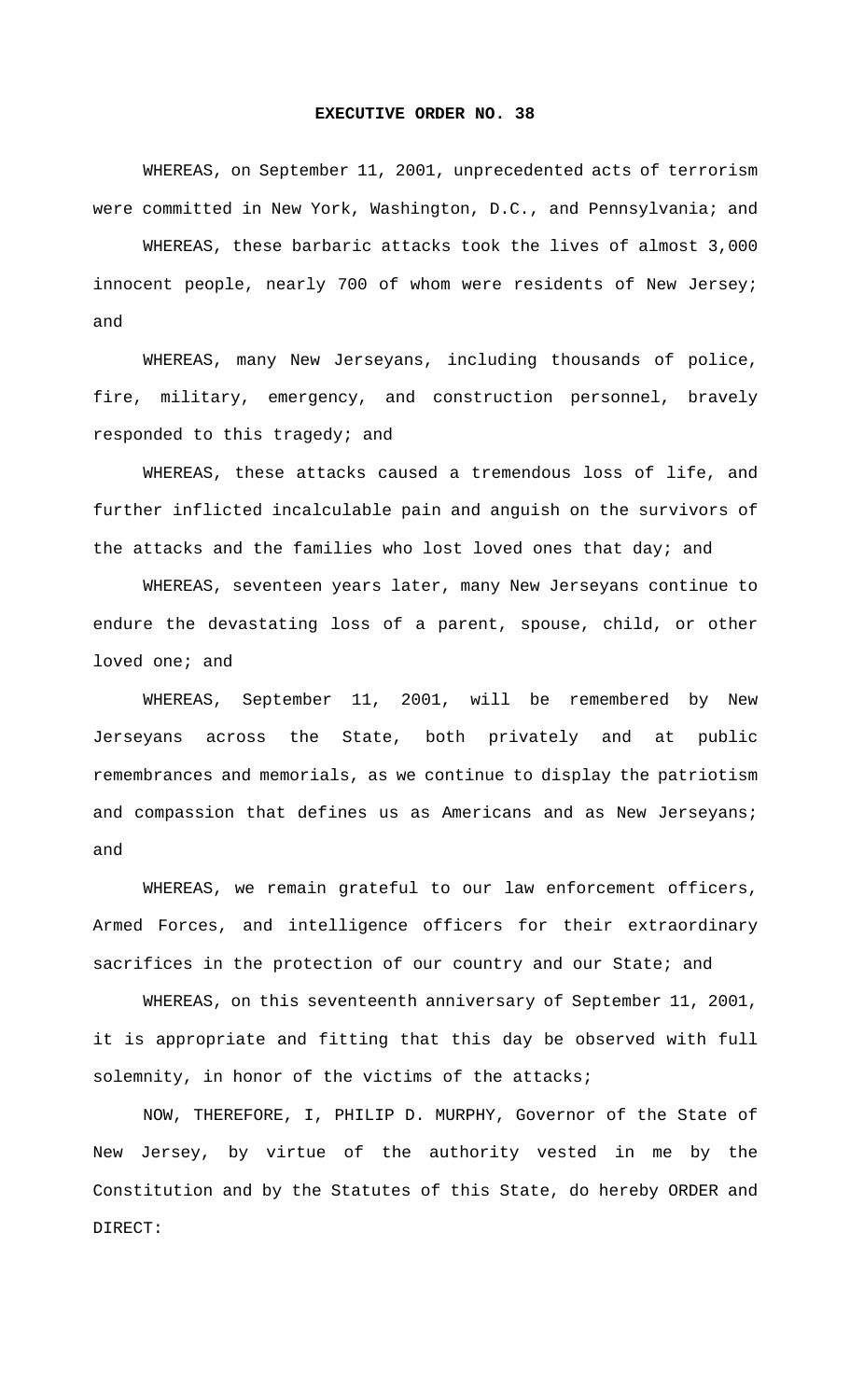**EXECUTIVE ORDER NO. 38**

WHEREAS, on September 11, 2001, unprecedented acts of terrorism were committed in New York, Washington, D.C., and Pennsylvania; and

WHEREAS, these barbaric attacks took the lives of almost 3,000 innocent people, nearly 700 of whom were residents of New Jersey; and

WHEREAS, many New Jerseyans, including thousands of police, fire, military, emergency, and construction personnel, bravely responded to this tragedy; and

WHEREAS, these attacks caused a tremendous loss of life, and further inflicted incalculable pain and anguish on the survivors of the attacks and the families who lost loved ones that day; and

WHEREAS, seventeen years later, many New Jerseyans continue to endure the devastating loss of a parent, spouse, child, or other loved one; and

WHEREAS, September 11, 2001, will be remembered by New Jerseyans across the State, both privately and at public remembrances and memorials, as we continue to display the patriotism and compassion that defines us as Americans and as New Jerseyans; and

WHEREAS, we remain grateful to our law enforcement officers, Armed Forces, and intelligence officers for their extraordinary sacrifices in the protection of our country and our State; and

WHEREAS, on this seventeenth anniversary of September 11, 2001, it is appropriate and fitting that this day be observed with full solemnity, in honor of the victims of the attacks;

NOW, THEREFORE, I, PHILIP D. MURPHY, Governor of the State of New Jersey, by virtue of the authority vested in me by the Constitution and by the Statutes of this State, do hereby ORDER and DIRECT: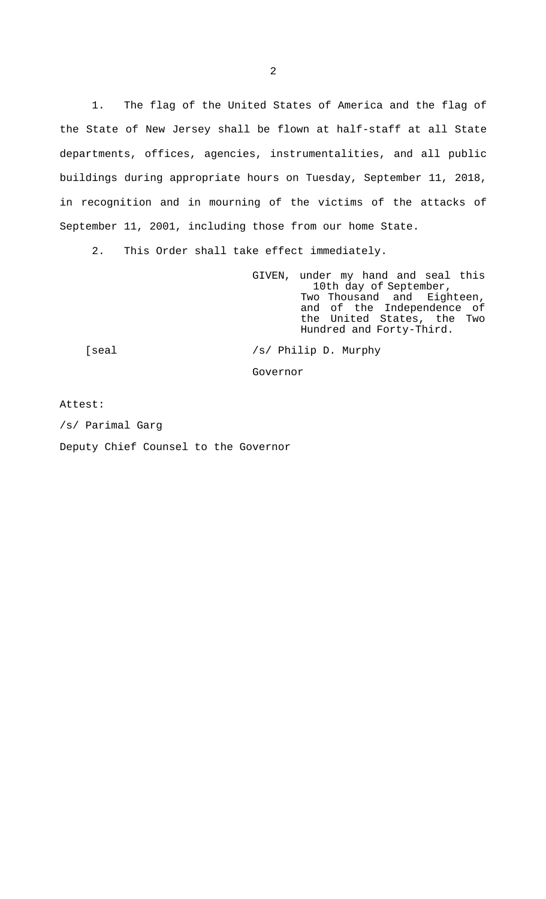1. The flag of the United States of America and the flag of the State of New Jersey shall be flown at half-staff at all State departments, offices, agencies, instrumentalities, and all public buildings during appropriate hours on Tuesday, September 11, 2018, in recognition and in mourning of the victims of the attacks of September 11, 2001, including those from our home State.

2. This Order shall take effect immediately.

GIVEN, under my hand and seal this 10th day of September, Two Thousand and Eighteen, and of the Independence of the United States, the Two Hundred and Forty-Third.

[seal

/s/ Philip D. Murphy

Governor

Attest:

/s/ Parimal Garg

Deputy Chief Counsel to the Governor